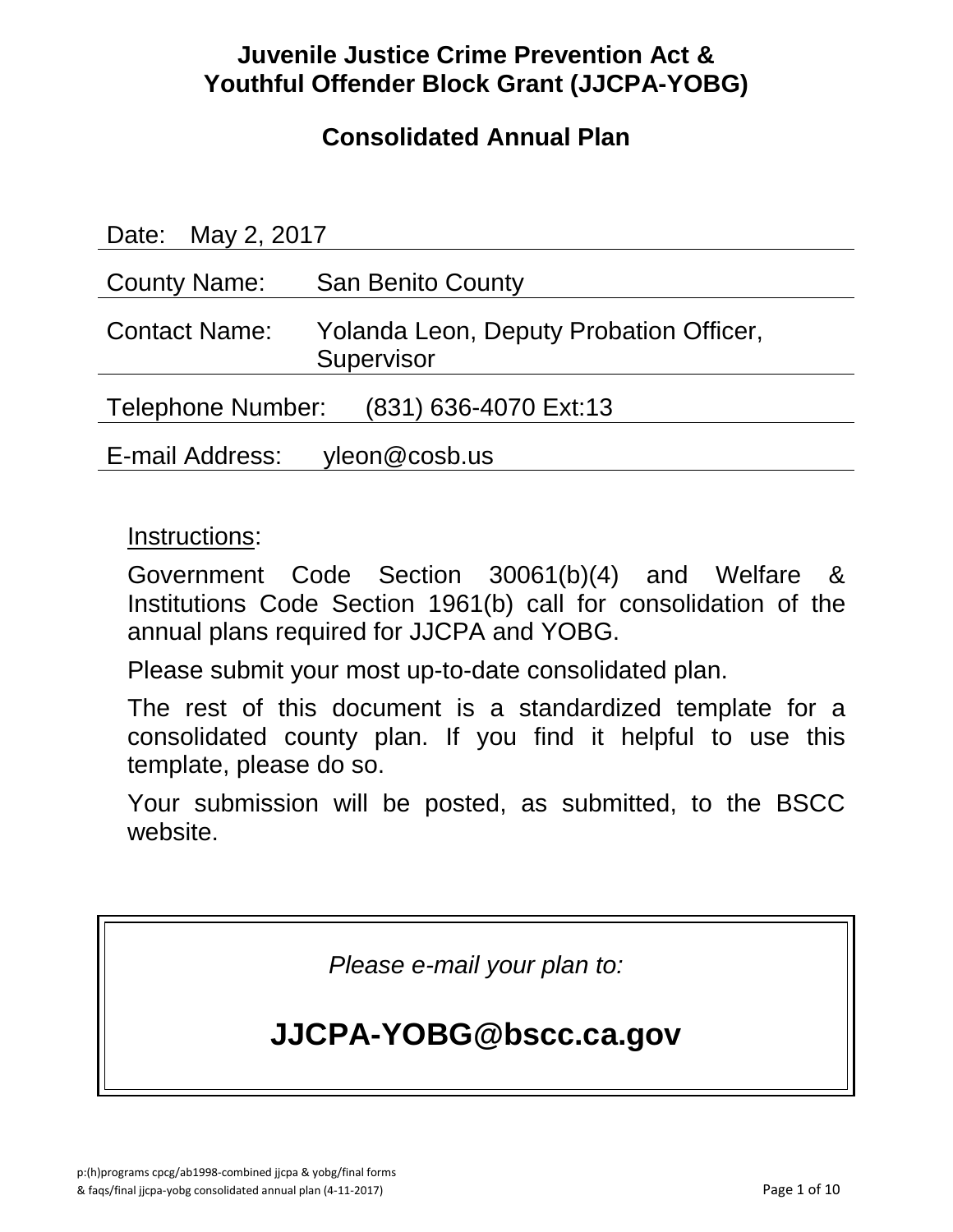# Juvenile Justice Crime Prevention Act & Youthful Offender Block Grant (JJCPA-YOBG)

## Consolidated Annual Plan

Date: May 2, 2017

County Name: San Benito County

Contact Name: Yolanda Leon, Deputy Probation Officer, Supervisor

Telephone Number: (831) 636-4070 Ext:13

E-mail Address: yleon@cosb.us

Instructions:

Government Code Section 30061(b)(4) and Welfare & Institutions Code Section 1961(b) call for consolidation of the annual plans required for JJCPA and YOBG.

Please submit your most up-to-date consolidated plan.

The rest of this document is a standardized template for a consolidated county plan. If you find it helpful to use this template, please do so.

Your submission will be posted, as submitted, to the BSCC website.

*Please e-mail your plan to:*

**JJCPA-YOBG@bscc.ca.gov**

p:(h)programs cpcg/ab1998-combined jjcpa & yobg/final forms & faqs/final jjcpa-yobg consolidated annual plan (4-11-2017)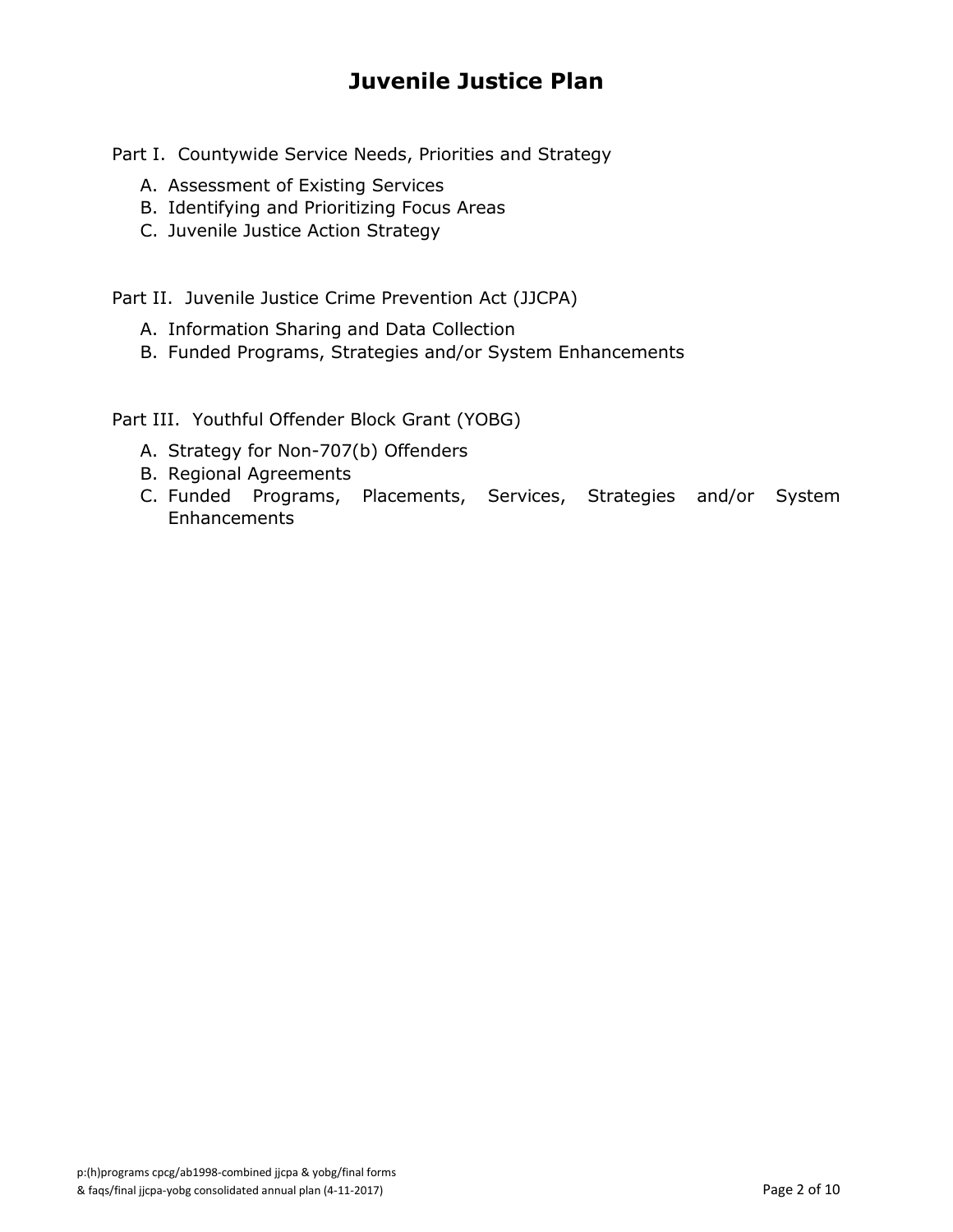# Juvenile Justice Plan

Part I. Countywide Service Needs, Priorities and Strategy

A. Assessment of Existing Services
B. Identifying and Prioritizing Focus Areas
C. Juvenile Justice Action Strategy

Part II. Juvenile Justice Crime Prevention Act (JJCPA)

A. Information Sharing and Data Collection
B. Funded Programs, Strategies and/or System Enhancements

Part III. Youthful Offender Block Grant (YOBG)

A. Strategy for Non-707(b) Offenders
B. Regional Agreements
C. Funded Programs, Placements, Services, Strategies and/or System Enhancements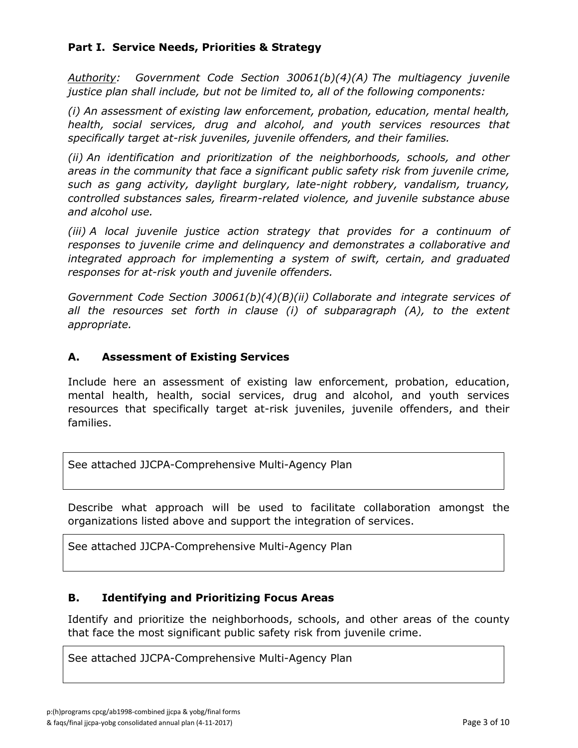## Part I. Service Needs, Priorities & Strategy

*Authority: Government Code Section 30061(b)(4)(A) The multiagency juvenile justice plan shall include, but not be limited to, all of the following components:*

*(i) An assessment of existing law enforcement, probation, education, mental health, health, social services, drug and alcohol, and youth services resources that specifically target at-risk juveniles, juvenile offenders, and their families.*

*(ii) An identification and prioritization of the neighborhoods, schools, and other areas in the community that face a significant public safety risk from juvenile crime, such as gang activity, daylight burglary, late-night robbery, vandalism, truancy, controlled substances sales, firearm-related violence, and juvenile substance abuse and alcohol use.*

*(iii) A local juvenile justice action strategy that provides for a continuum of responses to juvenile crime and delinquency and demonstrates a collaborative and integrated approach for implementing a system of swift, certain, and graduated responses for at-risk youth and juvenile offenders.*

*Government Code Section 30061(b)(4)(B)(ii) Collaborate and integrate services of all the resources set forth in clause (i) of subparagraph (A), to the extent appropriate.*

### A. Assessment of Existing Services

Include here an assessment of existing law enforcement, probation, education, mental health, health, social services, drug and alcohol, and youth services resources that specifically target at-risk juveniles, juvenile offenders, and their families.

See attached JJCPA-Comprehensive Multi-Agency Plan

Describe what approach will be used to facilitate collaboration amongst the organizations listed above and support the integration of services.

See attached JJCPA-Comprehensive Multi-Agency Plan

### B. Identifying and Prioritizing Focus Areas

Identify and prioritize the neighborhoods, schools, and other areas of the county that face the most significant public safety risk from juvenile crime.

See attached JJCPA-Comprehensive Multi-Agency Plan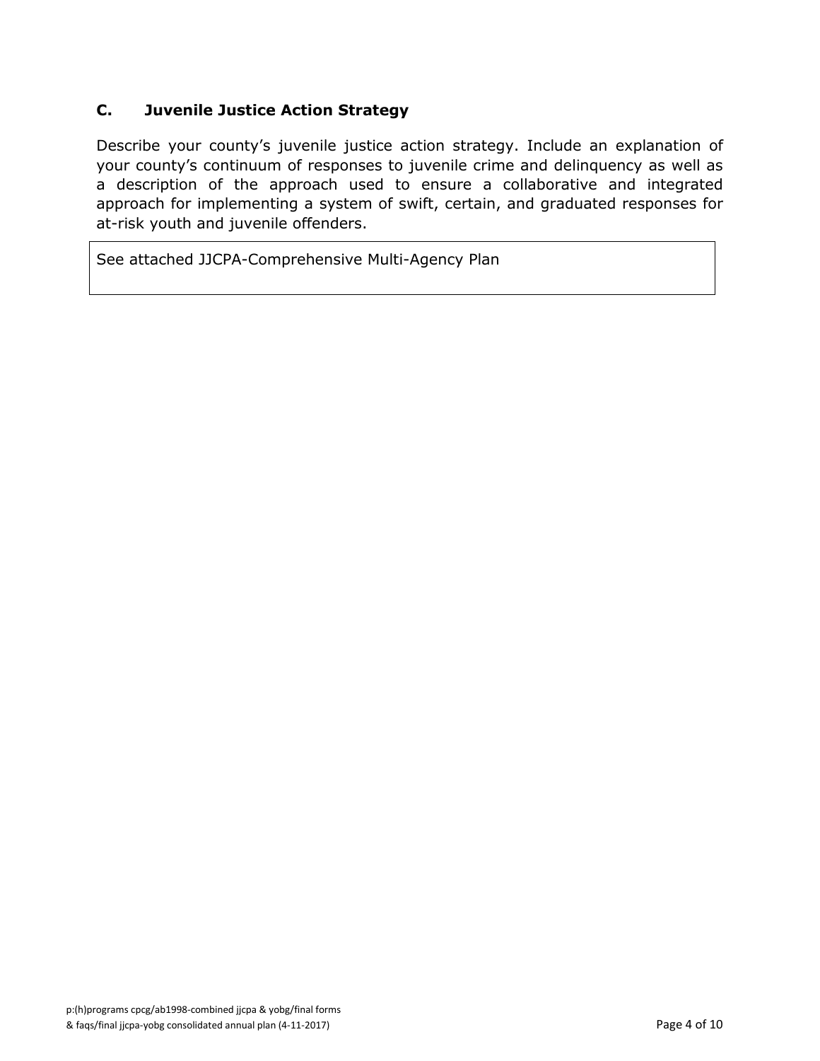### C. Juvenile Justice Action Strategy

Describe your county's juvenile justice action strategy. Include an explanation of your county's continuum of responses to juvenile crime and delinquency as well as a description of the approach used to ensure a collaborative and integrated approach for implementing a system of swift, certain, and graduated responses for at-risk youth and juvenile offenders.

| See attached JJCPA-Comprehensive Multi-Agency Plan |
|---|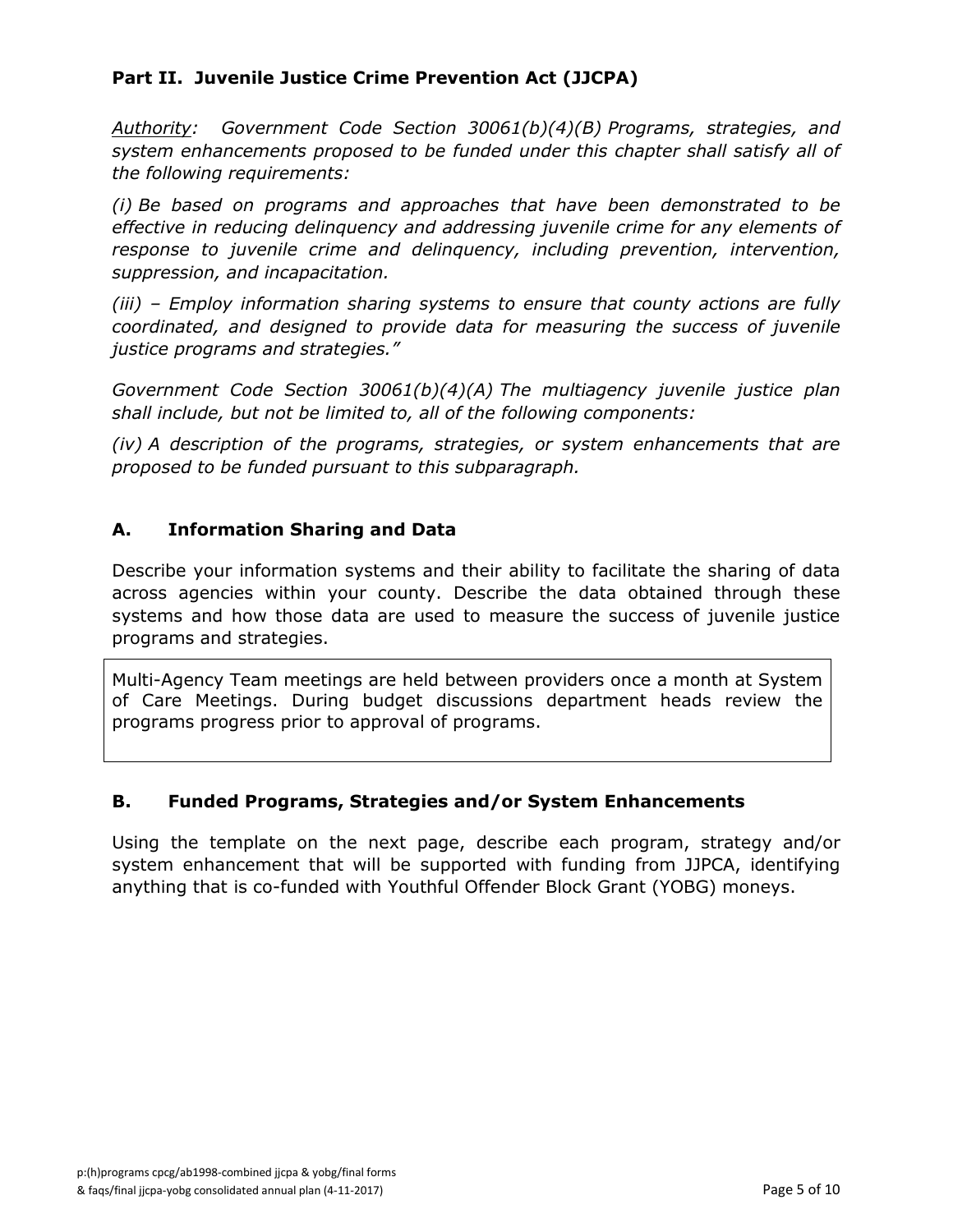## Part II. Juvenile Justice Crime Prevention Act (JJCPA)

*Authority: Government Code Section 30061(b)(4)(B) Programs, strategies, and system enhancements proposed to be funded under this chapter shall satisfy all of the following requirements:*

*(i) Be based on programs and approaches that have been demonstrated to be effective in reducing delinquency and addressing juvenile crime for any elements of response to juvenile crime and delinquency, including prevention, intervention, suppression, and incapacitation.*

*(iii) – Employ information sharing systems to ensure that county actions are fully coordinated, and designed to provide data for measuring the success of juvenile justice programs and strategies."*

*Government Code Section 30061(b)(4)(A) The multiagency juvenile justice plan shall include, but not be limited to, all of the following components:*

*(iv) A description of the programs, strategies, or system enhancements that are proposed to be funded pursuant to this subparagraph.*

### A. Information Sharing and Data

Describe your information systems and their ability to facilitate the sharing of data across agencies within your county. Describe the data obtained through these systems and how those data are used to measure the success of juvenile justice programs and strategies.

Multi-Agency Team meetings are held between providers once a month at System of Care Meetings. During budget discussions department heads review the programs progress prior to approval of programs.

### B. Funded Programs, Strategies and/or System Enhancements

Using the template on the next page, describe each program, strategy and/or system enhancement that will be supported with funding from JJPCA, identifying anything that is co-funded with Youthful Offender Block Grant (YOBG) moneys.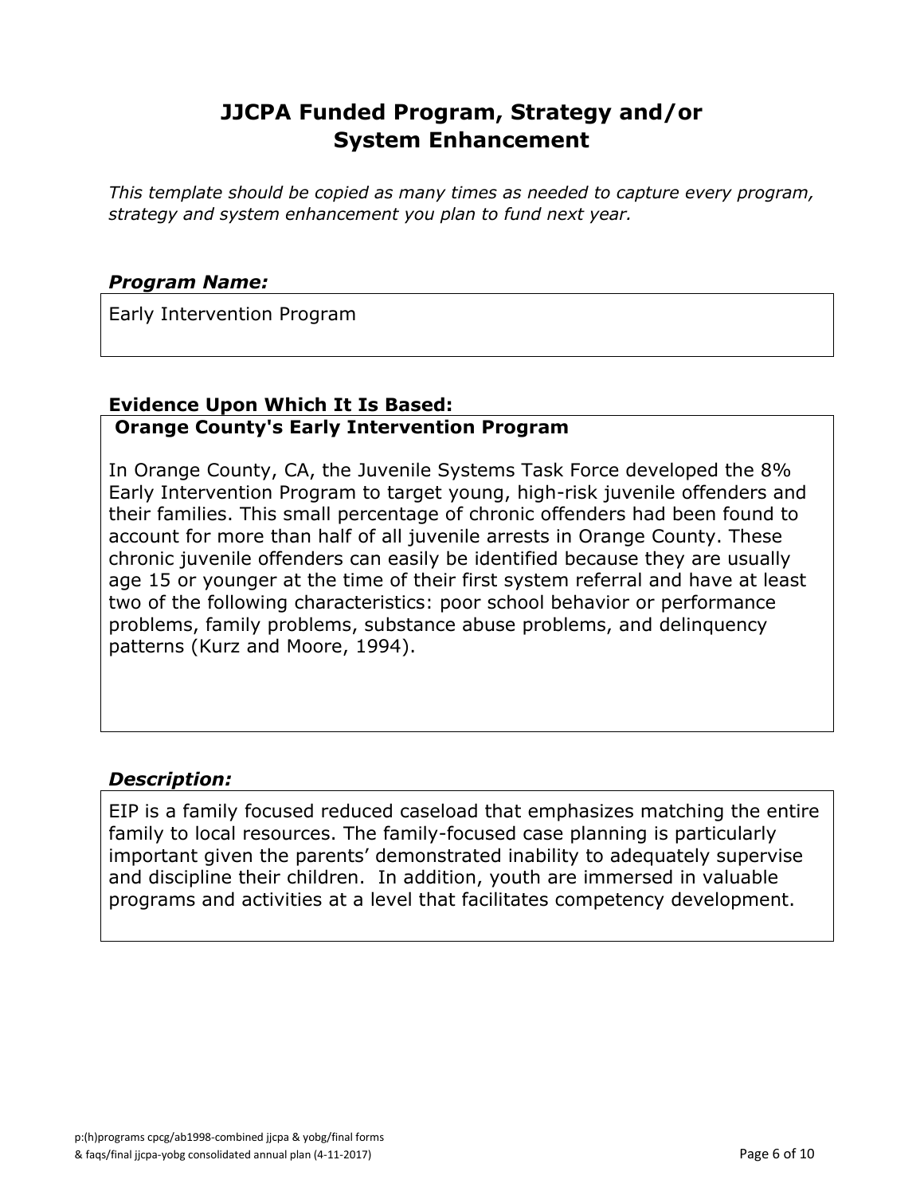# JJCPA Funded Program, Strategy and/or System Enhancement

*This template should be copied as many times as needed to capture every program, strategy and system enhancement you plan to fund next year.*

***Program Name:***

Early Intervention Program

**Evidence Upon Which It Is Based:**

**Orange County's Early Intervention Program**

In Orange County, CA, the Juvenile Systems Task Force developed the 8% Early Intervention Program to target young, high-risk juvenile offenders and their families. This small percentage of chronic offenders had been found to account for more than half of all juvenile arrests in Orange County. These chronic juvenile offenders can easily be identified because they are usually age 15 or younger at the time of their first system referral and have at least two of the following characteristics: poor school behavior or performance problems, family problems, substance abuse problems, and delinquency patterns (Kurz and Moore, 1994).

***Description:***

EIP is a family focused reduced caseload that emphasizes matching the entire family to local resources. The family-focused case planning is particularly important given the parents' demonstrated inability to adequately supervise and discipline their children. In addition, youth are immersed in valuable programs and activities at a level that facilitates competency development.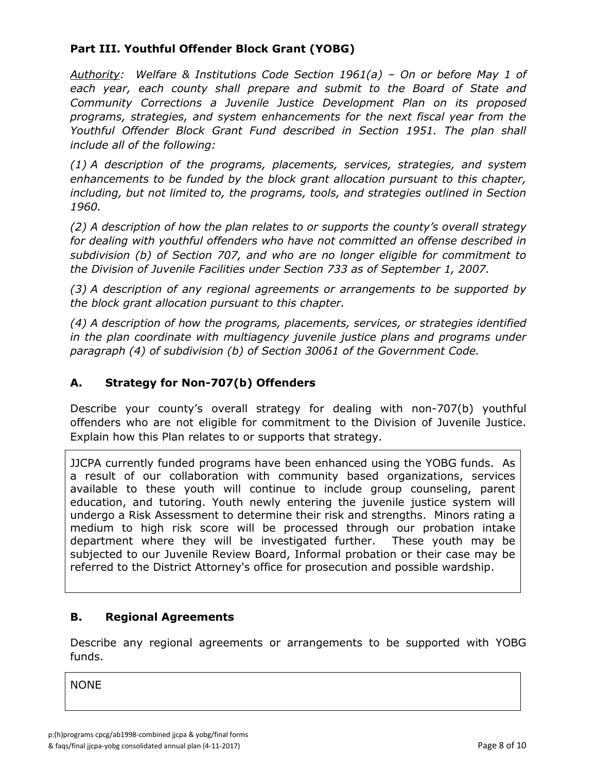## Part III. Youthful Offender Block Grant (YOBG)

*Authority: Welfare & Institutions Code Section 1961(a) – On or before May 1 of each year, each county shall prepare and submit to the Board of State and Community Corrections a Juvenile Justice Development Plan on its proposed programs, strategies, and system enhancements for the next fiscal year from the Youthful Offender Block Grant Fund described in Section 1951. The plan shall include all of the following:*

*(1) A description of the programs, placements, services, strategies, and system enhancements to be funded by the block grant allocation pursuant to this chapter, including, but not limited to, the programs, tools, and strategies outlined in Section 1960.*

*(2) A description of how the plan relates to or supports the county's overall strategy for dealing with youthful offenders who have not committed an offense described in subdivision (b) of Section 707, and who are no longer eligible for commitment to the Division of Juvenile Facilities under Section 733 as of September 1, 2007.*

*(3) A description of any regional agreements or arrangements to be supported by the block grant allocation pursuant to this chapter.*

*(4) A description of how the programs, placements, services, or strategies identified in the plan coordinate with multiagency juvenile justice plans and programs under paragraph (4) of subdivision (b) of Section 30061 of the Government Code.*

### A. Strategy for Non-707(b) Offenders

Describe your county's overall strategy for dealing with non-707(b) youthful offenders who are not eligible for commitment to the Division of Juvenile Justice. Explain how this Plan relates to or supports that strategy.

JJCPA currently funded programs have been enhanced using the YOBG funds. As a result of our collaboration with community based organizations, services available to these youth will continue to include group counseling, parent education, and tutoring. Youth newly entering the juvenile justice system will undergo a Risk Assessment to determine their risk and strengths. Minors rating a medium to high risk score will be processed through our probation intake department where they will be investigated further. These youth may be subjected to our Juvenile Review Board, Informal probation or their case may be referred to the District Attorney's office for prosecution and possible wardship.

### B. Regional Agreements

Describe any regional agreements or arrangements to be supported with YOBG funds.

NONE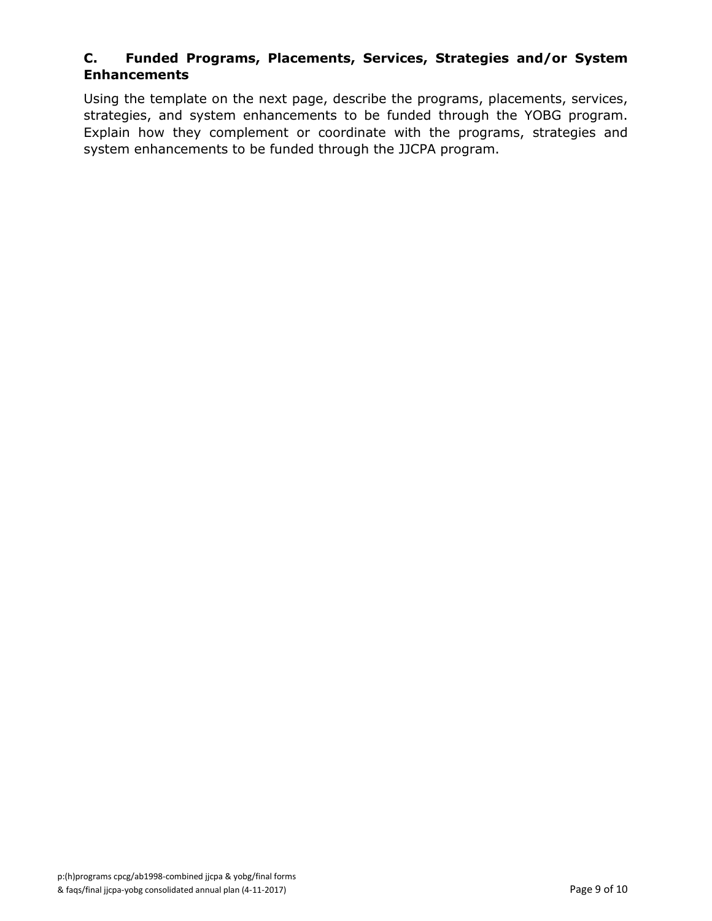## C. Funded Programs, Placements, Services, Strategies and/or System Enhancements

Using the template on the next page, describe the programs, placements, services, strategies, and system enhancements to be funded through the YOBG program. Explain how they complement or coordinate with the programs, strategies and system enhancements to be funded through the JJCPA program.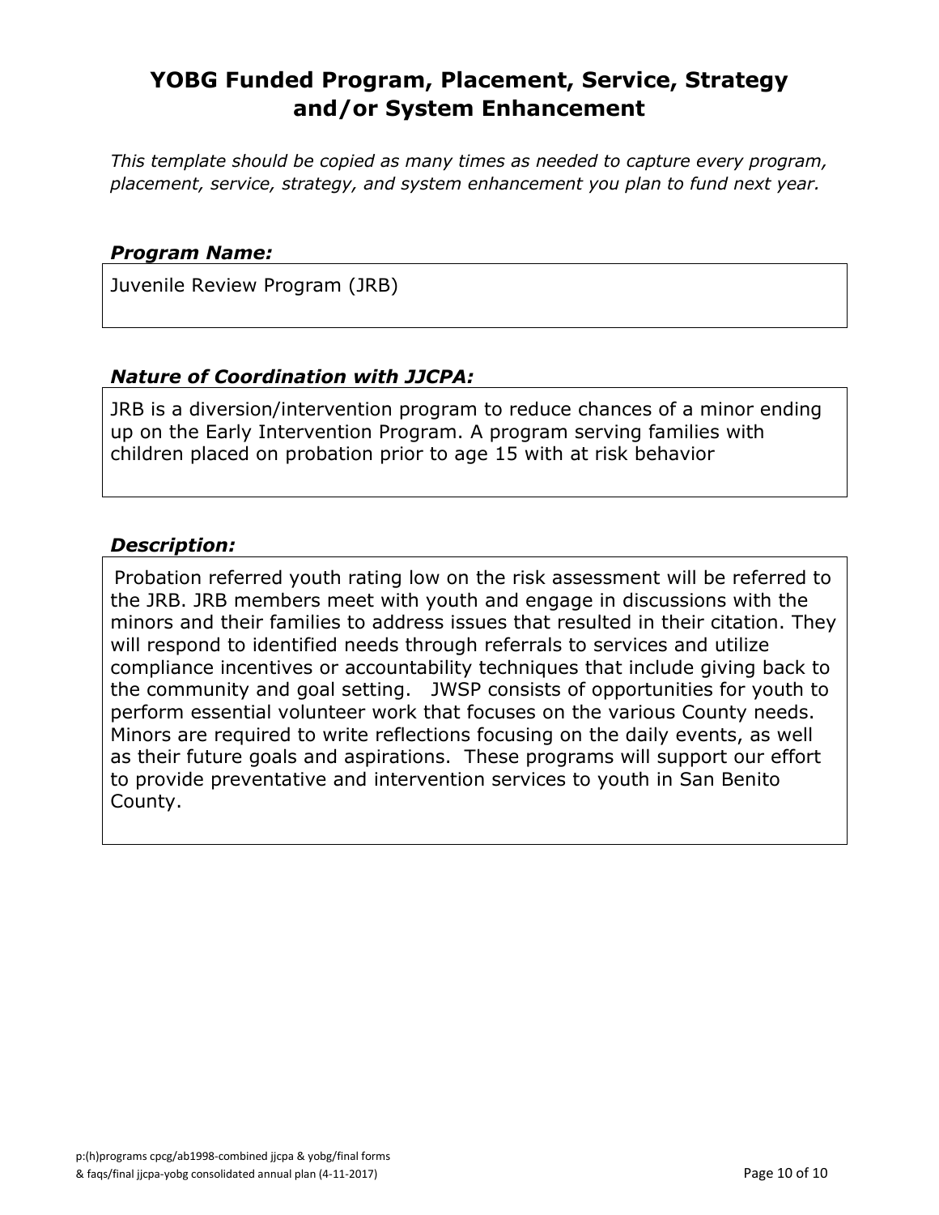# YOBG Funded Program, Placement, Service, Strategy and/or System Enhancement

*This template should be copied as many times as needed to capture every program, placement, service, strategy, and system enhancement you plan to fund next year.*

***Program Name:***

Juvenile Review Program (JRB)

***Nature of Coordination with JJCPA:***

JRB is a diversion/intervention program to reduce chances of a minor ending up on the Early Intervention Program. A program serving families with children placed on probation prior to age 15 with at risk behavior

***Description:***

Probation referred youth rating low on the risk assessment will be referred to the JRB. JRB members meet with youth and engage in discussions with the minors and their families to address issues that resulted in their citation. They will respond to identified needs through referrals to services and utilize compliance incentives or accountability techniques that include giving back to the community and goal setting. JWSP consists of opportunities for youth to perform essential volunteer work that focuses on the various County needs. Minors are required to write reflections focusing on the daily events, as well as their future goals and aspirations. These programs will support our effort to provide preventative and intervention services to youth in San Benito County.